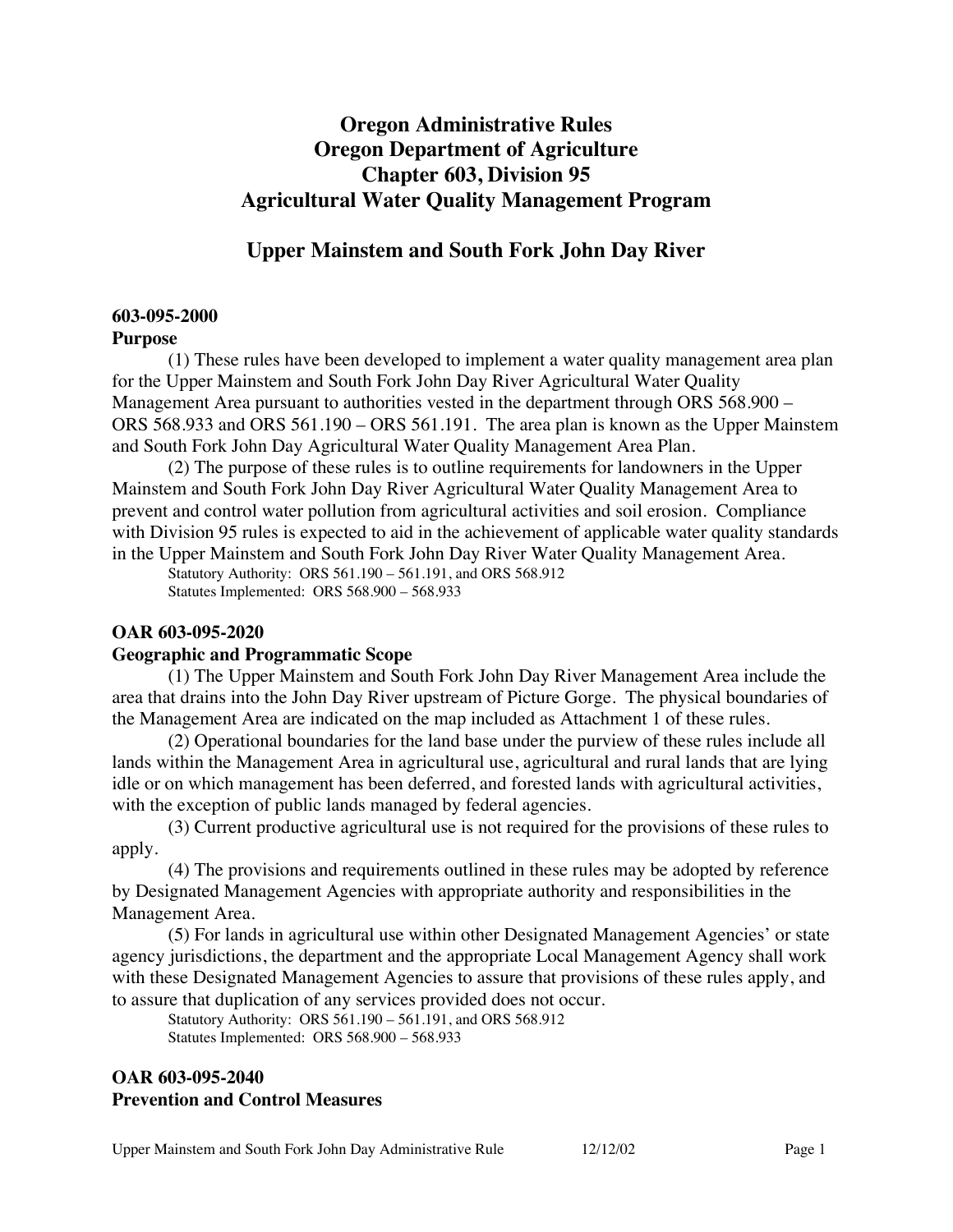# Oregon Administrative Rules
# Oregon Department of Agriculture
# Chapter 603, Division 95
# Agricultural Water Quality Management Program

## Upper Mainstem and South Fork John Day River

### 603-095-2000
### Purpose

(1) These rules have been developed to implement a water quality management area plan for the Upper Mainstem and South Fork John Day River Agricultural Water Quality Management Area pursuant to authorities vested in the department through ORS 568.900 – ORS 568.933 and ORS 561.190 – ORS 561.191. The area plan is known as the Upper Mainstem and South Fork John Day Agricultural Water Quality Management Area Plan.

(2) The purpose of these rules is to outline requirements for landowners in the Upper Mainstem and South Fork John Day River Agricultural Water Quality Management Area to prevent and control water pollution from agricultural activities and soil erosion. Compliance with Division 95 rules is expected to aid in the achievement of applicable water quality standards in the Upper Mainstem and South Fork John Day River Water Quality Management Area.

Statutory Authority: ORS 561.190 – 561.191, and ORS 568.912
Statutes Implemented: ORS 568.900 – 568.933

### OAR 603-095-2020
### Geographic and Programmatic Scope

(1) The Upper Mainstem and South Fork John Day River Management Area include the area that drains into the John Day River upstream of Picture Gorge. The physical boundaries of the Management Area are indicated on the map included as Attachment 1 of these rules.

(2) Operational boundaries for the land base under the purview of these rules include all lands within the Management Area in agricultural use, agricultural and rural lands that are lying idle or on which management has been deferred, and forested lands with agricultural activities, with the exception of public lands managed by federal agencies.

(3) Current productive agricultural use is not required for the provisions of these rules to apply.

(4) The provisions and requirements outlined in these rules may be adopted by reference by Designated Management Agencies with appropriate authority and responsibilities in the Management Area.

(5) For lands in agricultural use within other Designated Management Agencies' or state agency jurisdictions, the department and the appropriate Local Management Agency shall work with these Designated Management Agencies to assure that provisions of these rules apply, and to assure that duplication of any services provided does not occur.

Statutory Authority: ORS 561.190 – 561.191, and ORS 568.912
Statutes Implemented: ORS 568.900 – 568.933

### OAR 603-095-2040
### Prevention and Control Measures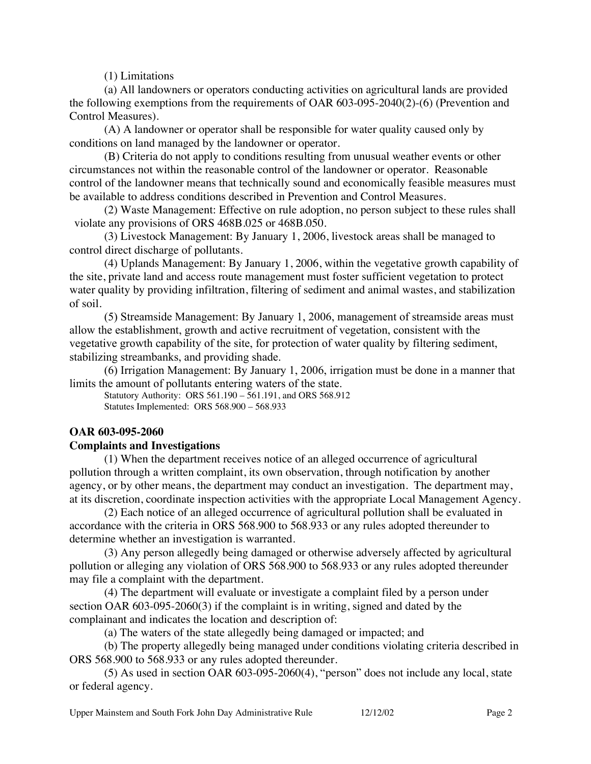(1) Limitations

(a) All landowners or operators conducting activities on agricultural lands are provided the following exemptions from the requirements of OAR 603-095-2040(2)-(6) (Prevention and Control Measures).

(A) A landowner or operator shall be responsible for water quality caused only by conditions on land managed by the landowner or operator.

(B) Criteria do not apply to conditions resulting from unusual weather events or other circumstances not within the reasonable control of the landowner or operator. Reasonable control of the landowner means that technically sound and economically feasible measures must be available to address conditions described in Prevention and Control Measures.

(2) Waste Management: Effective on rule adoption, no person subject to these rules shall violate any provisions of ORS 468B.025 or 468B.050.

(3) Livestock Management: By January 1, 2006, livestock areas shall be managed to control direct discharge of pollutants.

(4) Uplands Management: By January 1, 2006, within the vegetative growth capability of the site, private land and access route management must foster sufficient vegetation to protect water quality by providing infiltration, filtering of sediment and animal wastes, and stabilization of soil.

(5) Streamside Management: By January 1, 2006, management of streamside areas must allow the establishment, growth and active recruitment of vegetation, consistent with the vegetative growth capability of the site, for protection of water quality by filtering sediment, stabilizing streambanks, and providing shade.

(6) Irrigation Management: By January 1, 2006, irrigation must be done in a manner that limits the amount of pollutants entering waters of the state.

Statutory Authority: ORS 561.190 – 561.191, and ORS 568.912
Statutes Implemented: ORS 568.900 – 568.933

**OAR 603-095-2060**
**Complaints and Investigations**

(1) When the department receives notice of an alleged occurrence of agricultural pollution through a written complaint, its own observation, through notification by another agency, or by other means, the department may conduct an investigation. The department may, at its discretion, coordinate inspection activities with the appropriate Local Management Agency.

(2) Each notice of an alleged occurrence of agricultural pollution shall be evaluated in accordance with the criteria in ORS 568.900 to 568.933 or any rules adopted thereunder to determine whether an investigation is warranted.

(3) Any person allegedly being damaged or otherwise adversely affected by agricultural pollution or alleging any violation of ORS 568.900 to 568.933 or any rules adopted thereunder may file a complaint with the department.

(4) The department will evaluate or investigate a complaint filed by a person under section OAR 603-095-2060(3) if the complaint is in writing, signed and dated by the complainant and indicates the location and description of:

(a) The waters of the state allegedly being damaged or impacted; and

(b) The property allegedly being managed under conditions violating criteria described in ORS 568.900 to 568.933 or any rules adopted thereunder.

(5) As used in section OAR 603-095-2060(4), "person" does not include any local, state or federal agency.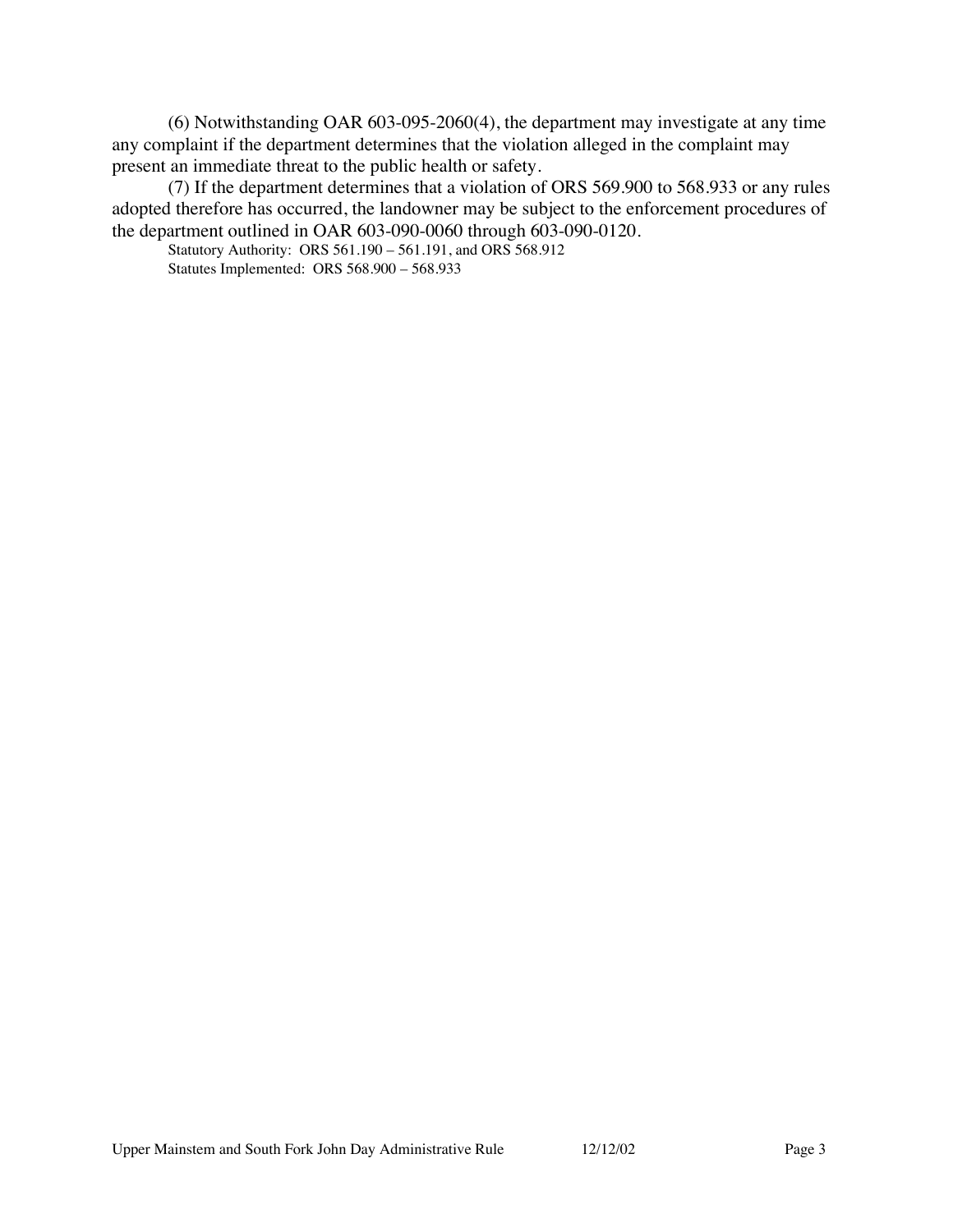(6) Notwithstanding OAR 603-095-2060(4), the department may investigate at any time any complaint if the department determines that the violation alleged in the complaint may present an immediate threat to the public health or safety.

(7) If the department determines that a violation of ORS 569.900 to 568.933 or any rules adopted therefore has occurred, the landowner may be subject to the enforcement procedures of the department outlined in OAR 603-090-0060 through 603-090-0120.

Statutory Authority: ORS 561.190 – 561.191, and ORS 568.912
Statutes Implemented: ORS 568.900 – 568.933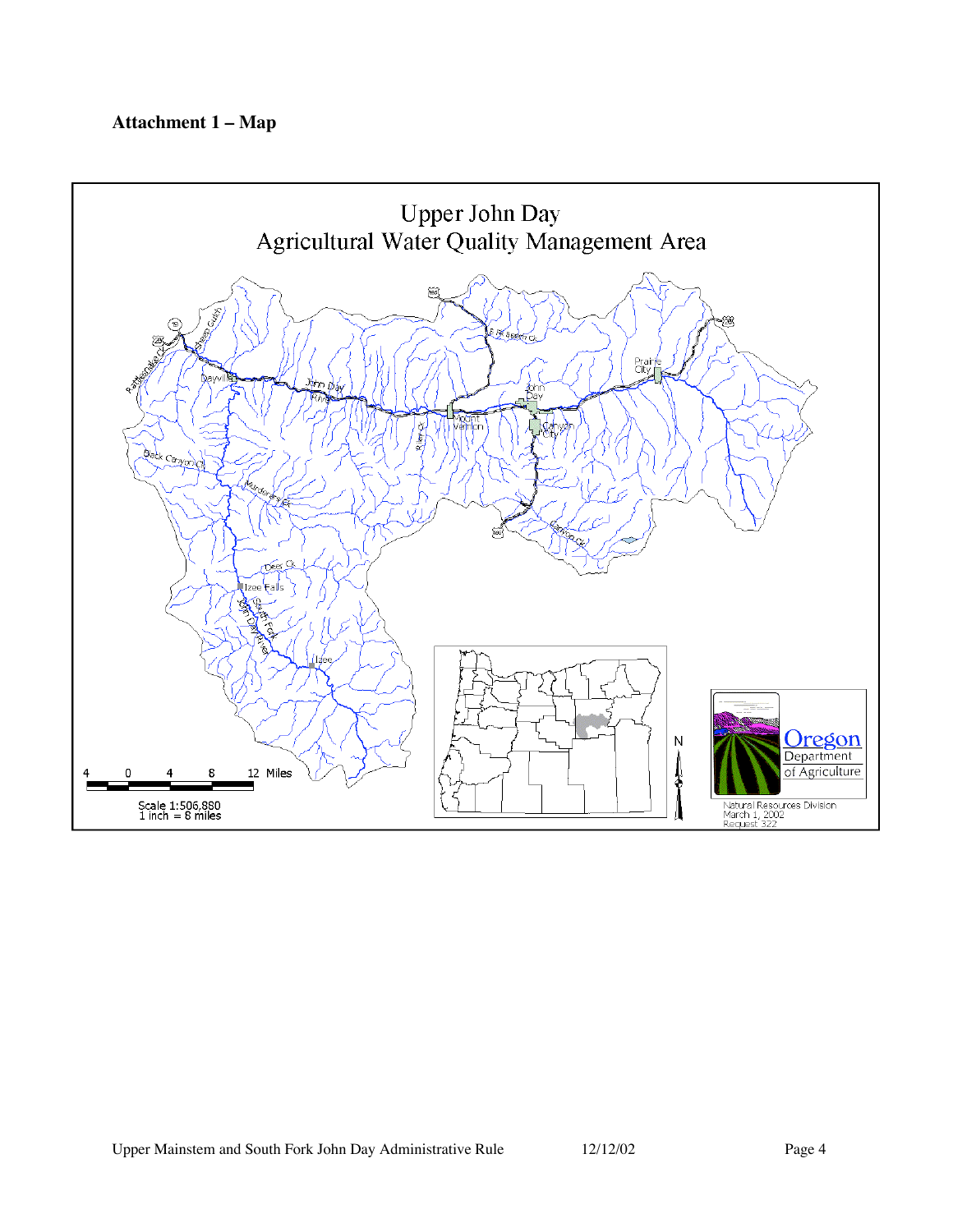**Attachment 1 – Map**

Upper John Day
Agricultural Water Quality Management Area

Sheep Gulch
Rattlesnake Cr
Dayville
John Day River
Riley Cr
Mount Vernon
John Day
Canyon City
Prairie City
E Fk Beech Cr
Black Canyon Cr
Murderers Cr
Canyon Cr
Deer Cr
Izee Falls
South Fork John Day River
Izee

4 0 4 8 12 Miles

Scale 1:506,880
1 inch = 8 miles

N

Oregon Department of Agriculture

Natural Resources Division
March 1, 2002
Request 322